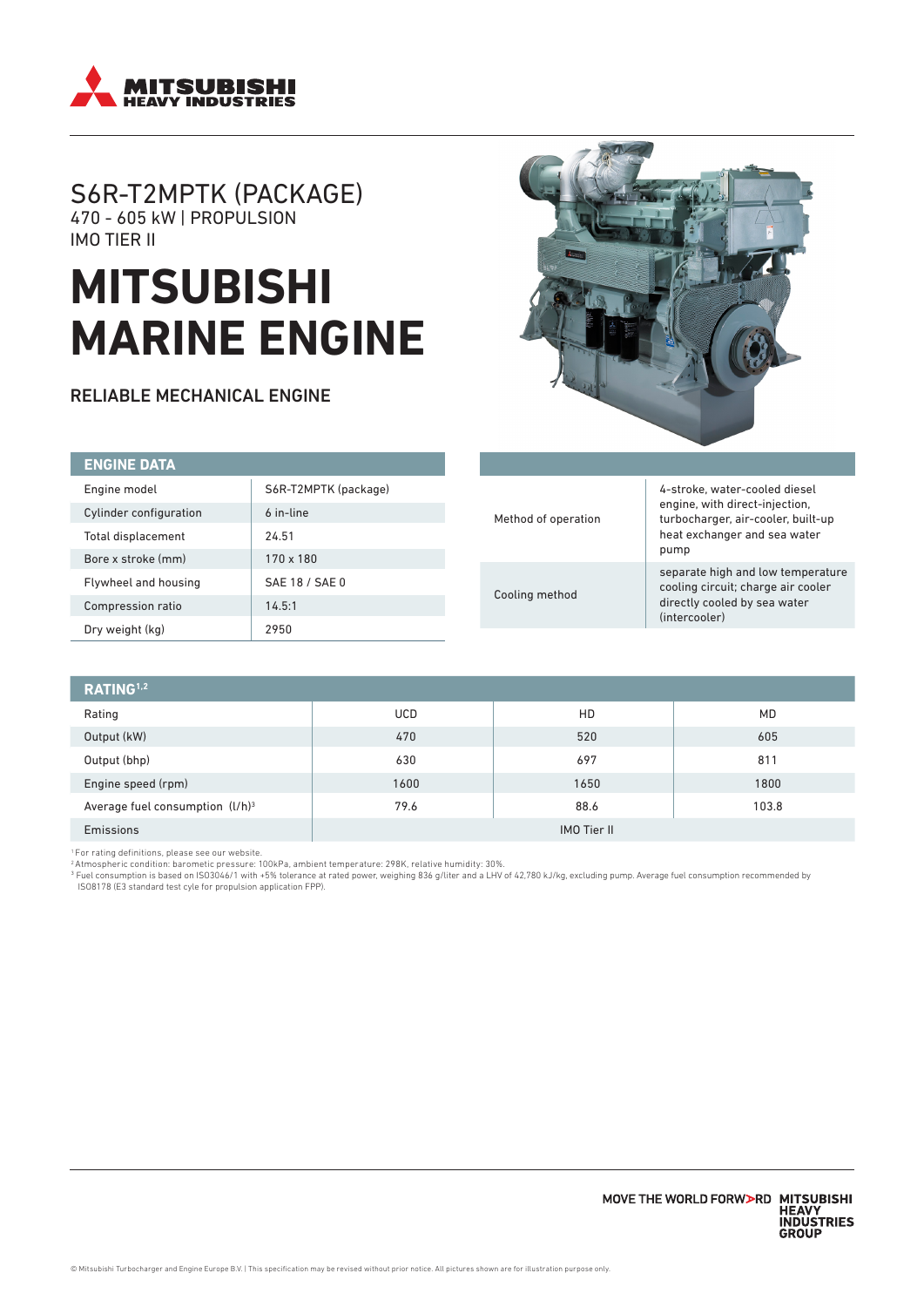# S6R-T2MPTK (PACKAGE)

470 - 605 kW | PROPULSION

IMO TIER II

# MITSUBISHI MARINE ENGINE

## RELIABLE MECHANICAL ENGINE

| ENGINE DATA | |
|---|---|
| Engine model | S6R-T2MPTK (package) |
| Cylinder configuration | 6 in-line |
| Total displacement | 24.51 |
| Bore x stroke (mm) | 170 x 180 |
| Flywheel and housing | SAE 18 / SAE 0 |
| Compression ratio | 14.5:1 |
| Dry weight (kg) | 2950 |

| | |
|---|---|
| Method of operation | 4-stroke, water-cooled diesel engine, with direct-injection, turbocharger, air-cooler, built-up heat exchanger and sea water pump |
| Cooling method | separate high and low temperature cooling circuit; charge air cooler directly cooled by sea water (intercooler) |

| RATING[1,2] | | | |
|---|---|---|---|
| Rating | UCD | HD | MD |
| Output (kW) | 470 | 520 | 605 |
| Output (bhp) | 630 | 697 | 811 |
| Engine speed (rpm) | 1600 | 1650 | 1800 |
| Average fuel consumption (l/h)[3] | 79.6 | 88.6 | 103.8 |
| Emissions | IMO Tier II | | |

[1] For rating definitions, please see our website.
[2] Atmospheric condition: barometic pressure: 100kPa, ambient temperature: 298K, relative humidity: 30%.
[3] Fuel consumption is based on ISO3046/1 with +5% tolerance at rated power, weighing 836 g/liter and a LHV of 42,780 kJ/kg, excluding pump. Average fuel consumption recommended by ISO8178 (E3 standard test cyle for propulsion application FPP).

MOVE THE WORLD FORWARD MITSUBISHI HEAVY INDUSTRIES GROUP

© Mitsubishi Turbocharger and Engine Europe B.V. | This specification may be revised without prior notice. All pictures shown are for illustration purpose only.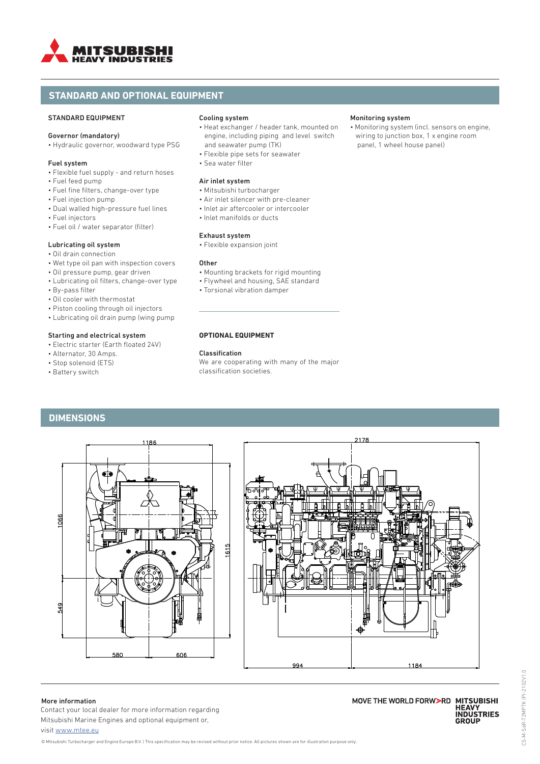## STANDARD AND OPTIONAL EQUIPMENT

### STANDARD EQUIPMENT

**Governor (mandatory)**
- Hydraulic governor, woodward type PSG

**Fuel system**
- Flexible fuel supply - and return hoses
- Fuel feed pump
- Fuel fine filters, change-over type
- Fuel injection pump
- Dual walled high-pressure fuel lines
- Fuel injectors
- Fuel oil / water separator (filter)

**Lubricating oil system**
- Oil drain connection
- Wet type oil pan with inspection covers
- Oil pressure pump, gear driven
- Lubricating oil filters, change-over type
- By-pass filter
- Oil cooler with thermostat
- Piston cooling through oil injectors
- Lubricating oil drain pump (wing pump

**Starting and electrical system**
- Electric starter (Earth floated 24V)
- Alternator, 30 Amps.
- Stop solenoid (ETS)
- Battery switch

**Cooling system**
- Heat exchanger / header tank, mounted on engine, including piping and level switch and seawater pump (TK)
- Flexible pipe sets for seawater
- Sea water filter

**Air inlet system**
- Mitsubishi turbocharger
- Air inlet silencer with pre-cleaner
- Inlet air aftercooler or intercooler
- Inlet manifolds or ducts

**Exhaust system**
- Flexible expansion joint

**Other**
- Mounting brackets for rigid mounting
- Flywheel and housing, SAE standard
- Torsional vibration damper

**Monitoring system**
- Monitoring system (incl. sensors on engine, wiring to junction box, 1 x engine room panel, 1 wheel house panel)

### OPTIONAL EQUIPMENT

**Classification**

We are cooperating with many of the major classification societies.

## DIMENSIONS

1186
1066
549
1615
580
606

2178
994
1184

**More information**

Contact your local dealer for more information regarding Mitsubishi Marine Engines and optional equipment or, visit www.mtee.eu

MOVE THE WORLD FORWARD MITSUBISHI HEAVY INDUSTRIES GROUP

© Mitsubishi Turbocharger and Engine Europe B.V. | This specification may be revised without prior notice. All pictures shown are for illustration purpose only.

CS-M-S6R-T2MPTK (P)-2102V1.0